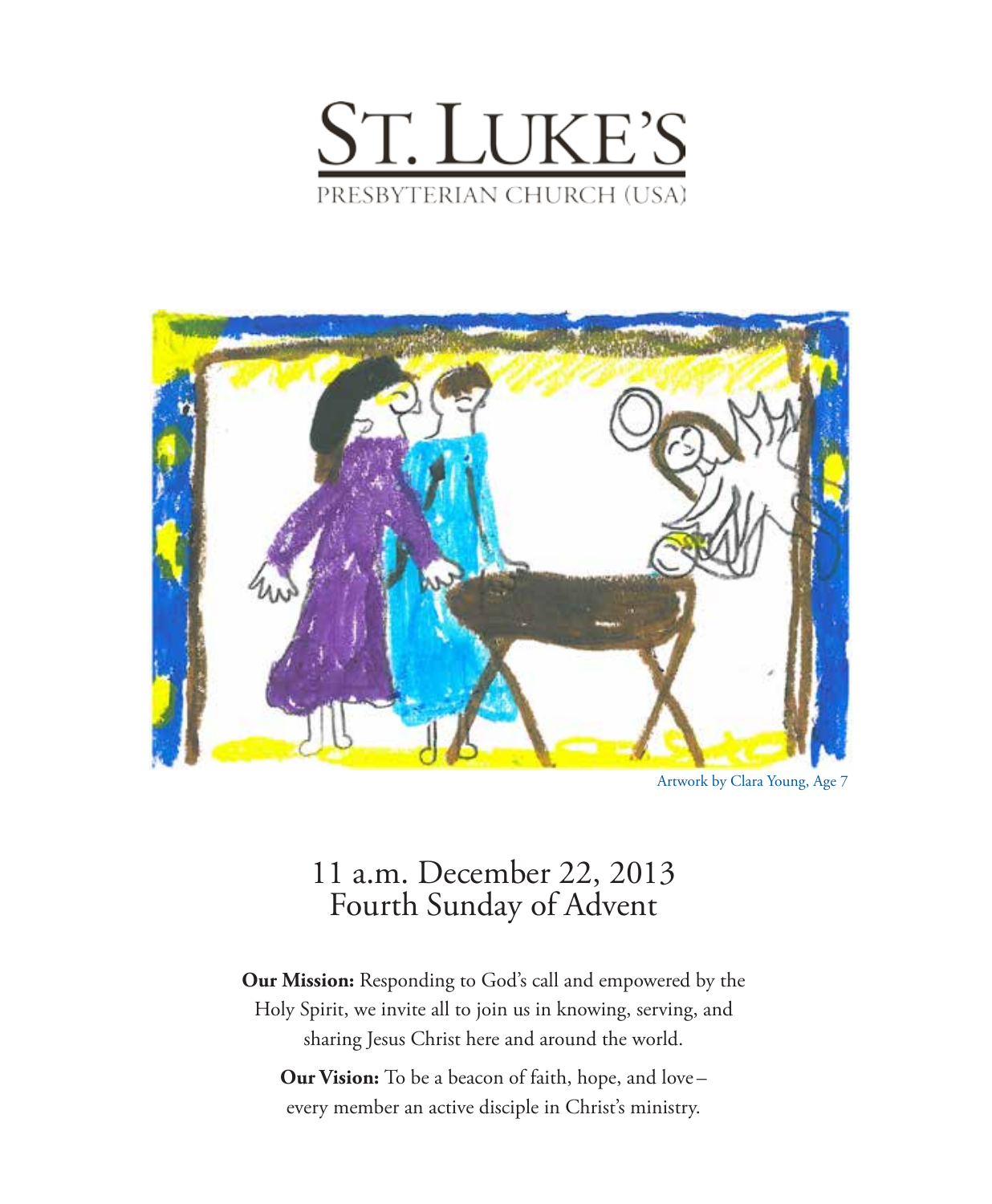# ST. LUKE'S

PRESBYTERIAN CHURCH (USA)

Artwork by Clara Young, Age 7

## 11 a.m. December 22, 2013
## Fourth Sunday of Advent

**Our Mission:** Responding to God's call and empowered by the Holy Spirit, we invite all to join us in knowing, serving, and sharing Jesus Christ here and around the world.

**Our Vision:** To be a beacon of faith, hope, and love – every member an active disciple in Christ's ministry.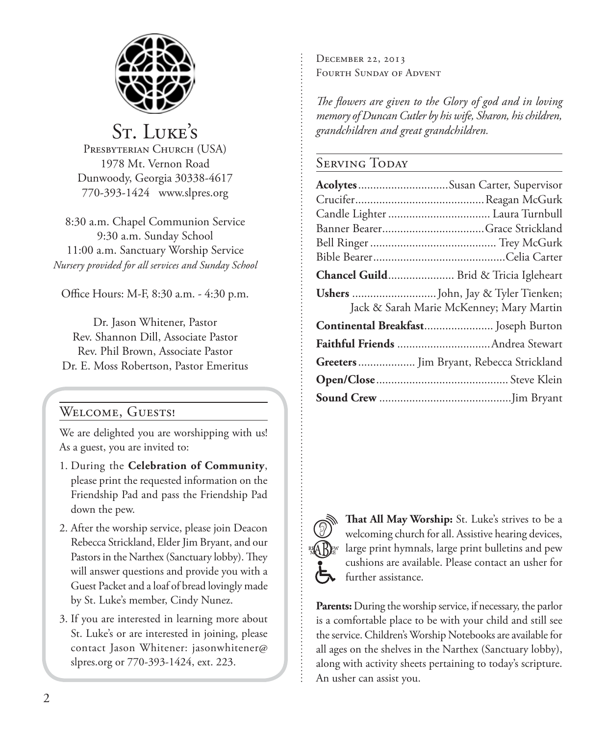# St. Luke's

Presbyterian Church (USA)
1978 Mt. Vernon Road
Dunwoody, Georgia 30338-4617
770-393-1424 www.slpres.org

8:30 a.m. Chapel Communion Service
9:30 a.m. Sunday School
11:00 a.m. Sanctuary Worship Service
*Nursery provided for all services and Sunday School*

Office Hours: M-F, 8:30 a.m. - 4:30 p.m.

Dr. Jason Whitener, Pastor
Rev. Shannon Dill, Associate Pastor
Rev. Phil Brown, Associate Pastor
Dr. E. Moss Robertson, Pastor Emeritus

## Welcome, Guests!

We are delighted you are worshipping with us! As a guest, you are invited to:

1. During the **Celebration of Community**, please print the requested information on the Friendship Pad and pass the Friendship Pad down the pew.
2. After the worship service, please join Deacon Rebecca Strickland, Elder Jim Bryant, and our Pastors in the Narthex (Sanctuary lobby). They will answer questions and provide you with a Guest Packet and a loaf of bread lovingly made by St. Luke's member, Cindy Nunez.
3. If you are interested in learning more about St. Luke's or are interested in joining, please contact Jason Whitener: jasonwhitener@slpres.org or 770-393-1424, ext. 223.

December 22, 2013
Fourth Sunday of Advent

*The flowers are given to the Glory of god and in loving memory of Duncan Cutler by his wife, Sharon, his children, grandchildren and great grandchildren.*

## Serving Today

**Acolytes**.............................Susan Carter, Supervisor
Crucifer..........................................Reagan McGurk
Candle Lighter ................................. Laura Turnbull
Banner Bearer.................................Grace Strickland
Bell Ringer ......................................... Trey McGurk
Bible Bearer..........................................Celia Carter

**Chancel Guild**..................... Brid & Tricia Igleheart

**Ushers** ...........................John, Jay & Tyler Tienken; Jack & Sarah Marie McKenney; Mary Martin

**Continental Breakfast**...................... Joseph Burton

**Faithful Friends** ..............................Andrea Stewart

**Greeters**.................. Jim Bryant, Rebecca Strickland

**Open/Close**........................................... Steve Klein

**Sound Crew** ...........................................Jim Bryant

**That All May Worship:** St. Luke's strives to be a welcoming church for all. Assistive hearing devices, large print hymnals, large print bulletins and pew cushions are available. Please contact an usher for further assistance.

**Parents:** During the worship service, if necessary, the parlor is a comfortable place to be with your child and still see the service. Children's Worship Notebooks are available for all ages on the shelves in the Narthex (Sanctuary lobby), along with activity sheets pertaining to today's scripture. An usher can assist you.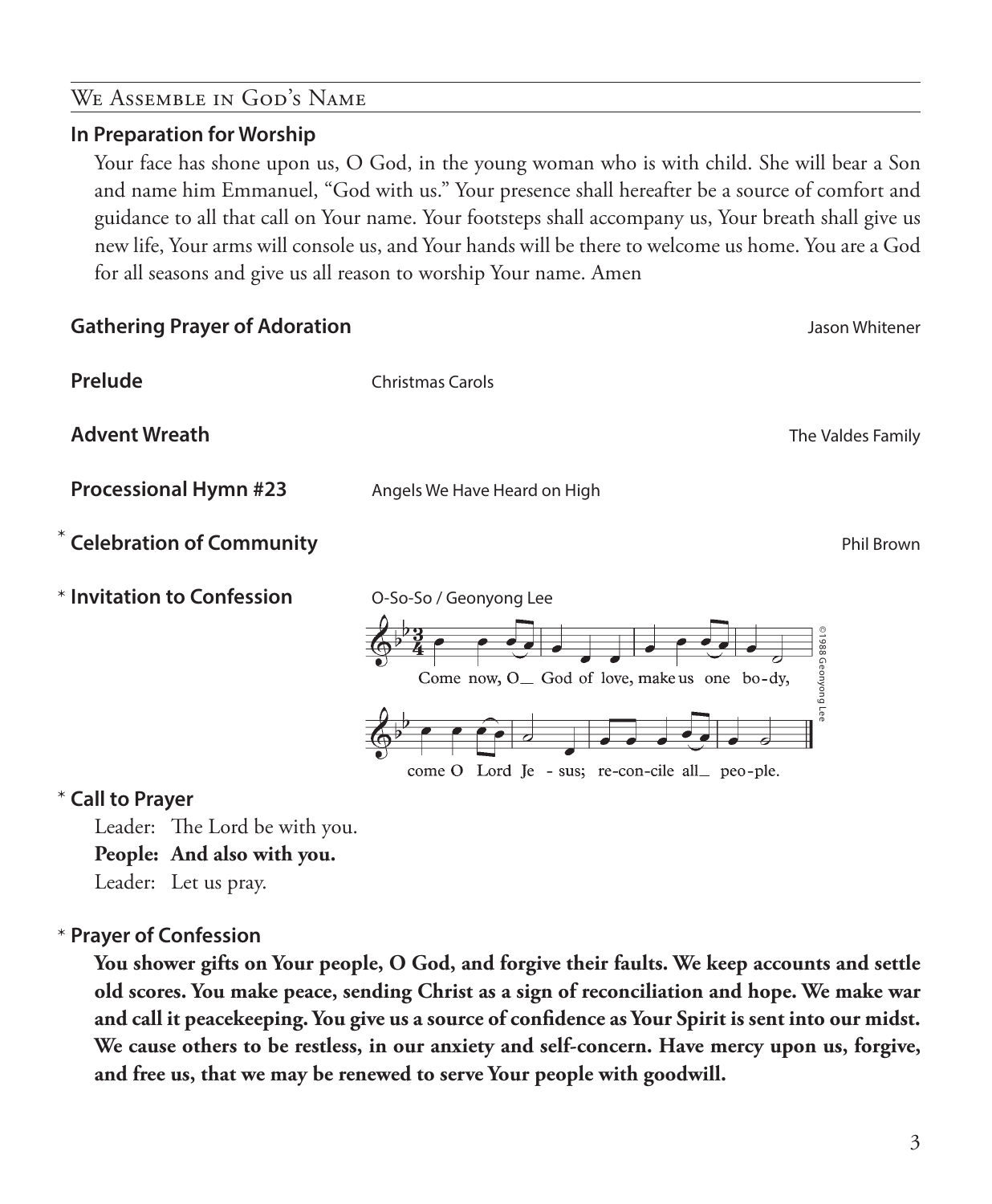## We Assemble in God's Name

### In Preparation for Worship

Your face has shone upon us, O God, in the young woman who is with child. She will bear a Son and name him Emmanuel, "God with us." Your presence shall hereafter be a source of comfort and guidance to all that call on Your name. Your footsteps shall accompany us, Your breath shall give us new life, Your arms will console us, and Your hands will be there to welcome us home. You are a God for all seasons and give us all reason to worship Your name. Amen

**Gathering Prayer of Adoration** — Jason Whitener

**Prelude** — Christmas Carols

**Advent Wreath** — The Valdes Family

**Processional Hymn #23** — Angels We Have Heard on High

\* **Celebration of Community** — Phil Brown

\* **Invitation to Confession** — O-So-So / Geonyong Lee

Come now, O God of love, make us one body,
come O Lord Jesus; reconcile all people.

©1988 Geonyong Lee

\* **Call to Prayer**

Leader: The Lord be with you.
**People: And also with you.**
Leader: Let us pray.

\* **Prayer of Confession**

**You shower gifts on Your people, O God, and forgive their faults. We keep accounts and settle old scores. You make peace, sending Christ as a sign of reconciliation and hope. We make war and call it peacekeeping. You give us a source of confidence as Your Spirit is sent into our midst. We cause others to be restless, in our anxiety and self-concern. Have mercy upon us, forgive, and free us, that we may be renewed to serve Your people with goodwill.**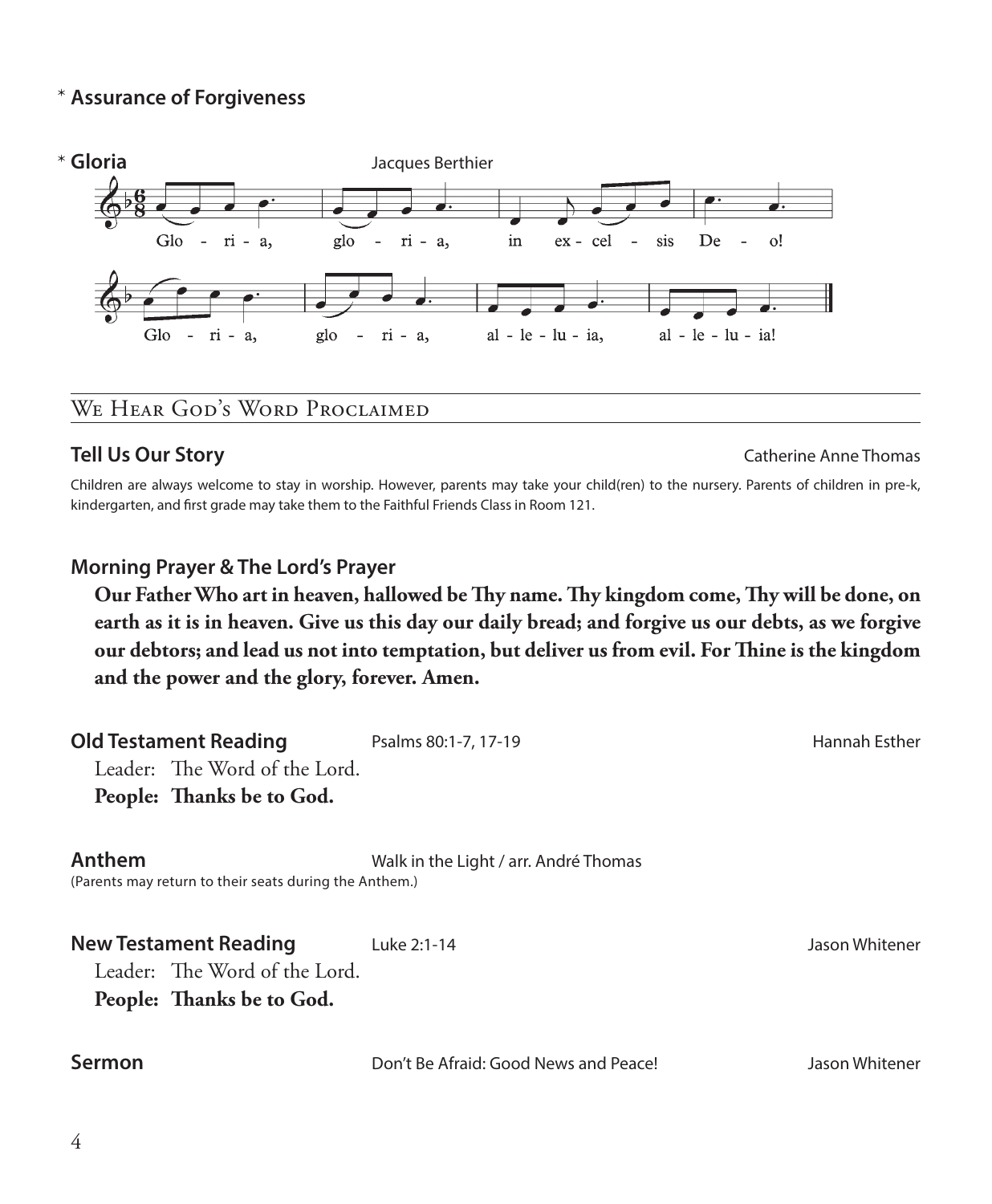\* **Assurance of Forgiveness**

\* **Gloria** Jacques Berthier

Glo - ri - a, glo - ri - a, in ex - cel - sis De - o!

Glo - ri - a, glo - ri - a, al - le - lu - ia, al - le - lu - ia!

## We Hear God's Word Proclaimed

**Tell Us Our Story** Catherine Anne Thomas

Children are always welcome to stay in worship. However, parents may take your child(ren) to the nursery. Parents of children in pre-k, kindergarten, and first grade may take them to the Faithful Friends Class in Room 121.

**Morning Prayer & The Lord's Prayer**

**Our Father Who art in heaven, hallowed be Thy name. Thy kingdom come, Thy will be done, on earth as it is in heaven. Give us this day our daily bread; and forgive us our debts, as we forgive our debtors; and lead us not into temptation, but deliver us from evil. For Thine is the kingdom and the power and the glory, forever. Amen.**

**Old Testament Reading** Psalms 80:1-7, 17-19 Hannah Esther

Leader: The Word of the Lord.
**People: Thanks be to God.**

**Anthem** Walk in the Light / arr. André Thomas
(Parents may return to their seats during the Anthem.)

**New Testament Reading** Luke 2:1-14 Jason Whitener

Leader: The Word of the Lord.
**People: Thanks be to God.**

**Sermon** Don't Be Afraid: Good News and Peace! Jason Whitener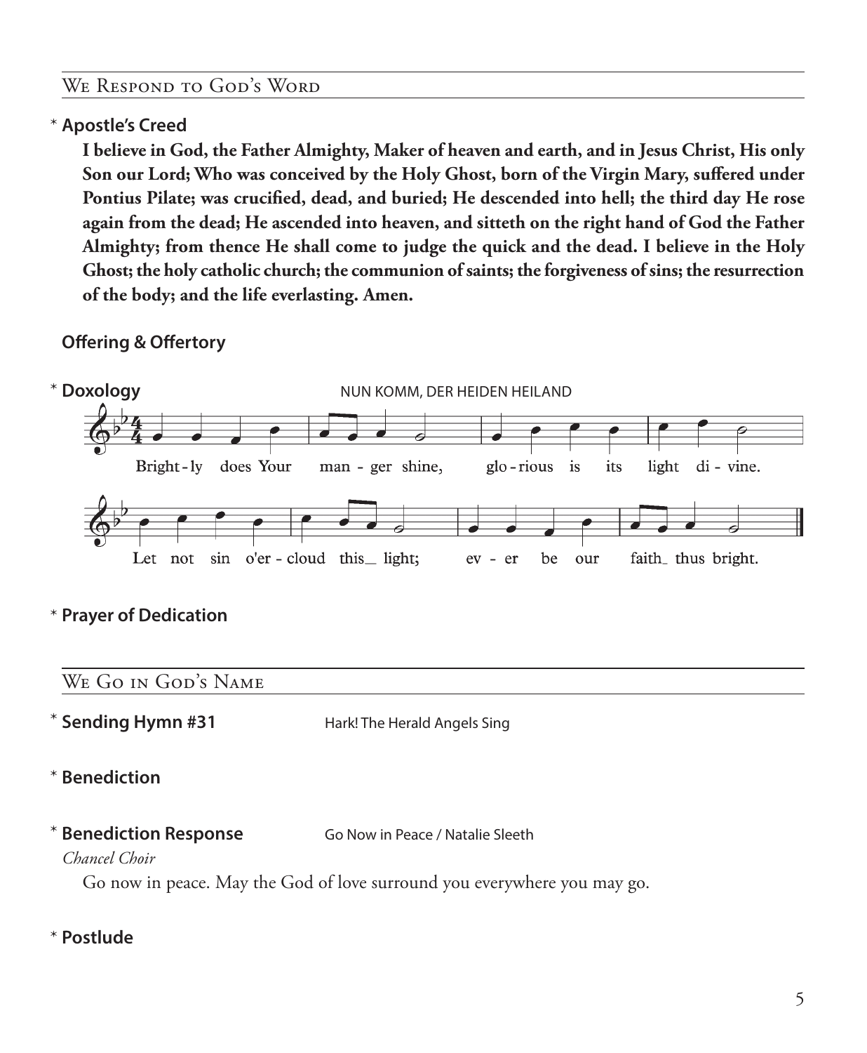## We Respond to God's Word

\* **Apostle's Creed**

**I believe in God, the Father Almighty, Maker of heaven and earth, and in Jesus Christ, His only Son our Lord; Who was conceived by the Holy Ghost, born of the Virgin Mary, suffered under Pontius Pilate; was crucified, dead, and buried; He descended into hell; the third day He rose again from the dead; He ascended into heaven, and sitteth on the right hand of God the Father Almighty; from thence He shall come to judge the quick and the dead. I believe in the Holy Ghost; the holy catholic church; the communion of saints; the forgiveness of sins; the resurrection of the body; and the life everlasting. Amen.**

**Offering & Offertory**

\* **Doxology** NUN KOMM, DER HEIDEN HEILAND

Bright-ly does Your man-ger shine, glo-rious is its light di-vine.
Let not sin o'er-cloud this_ light; ev-er be our faith_ thus bright.

\* **Prayer of Dedication**

## We Go in God's Name

\* **Sending Hymn #31** Hark! The Herald Angels Sing

\* **Benediction**

\* **Benediction Response** Go Now in Peace / Natalie Sleeth

*Chancel Choir*

Go now in peace. May the God of love surround you everywhere you may go.

\* **Postlude**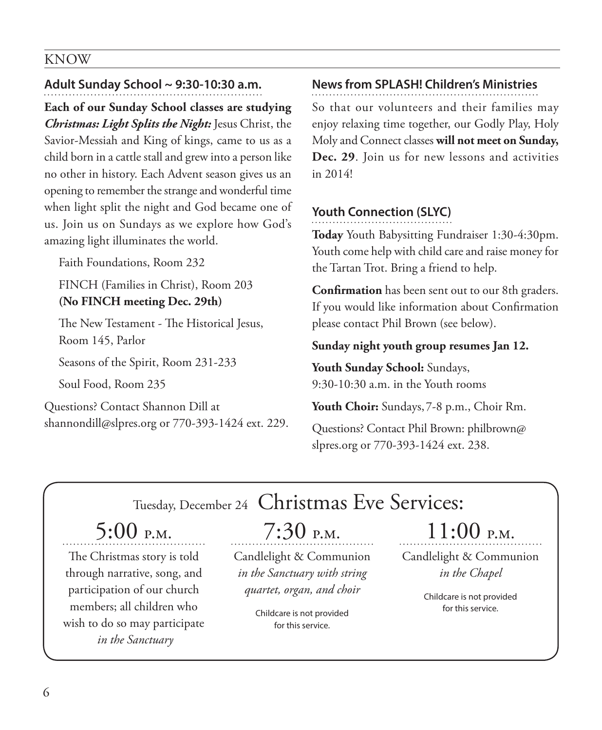KNOW

## Adult Sunday School ~ 9:30-10:30 a.m.

**Each of our Sunday School classes are studying *Christmas: Light Splits the Night:*** Jesus Christ, the Savior-Messiah and King of kings, came to us as a child born in a cattle stall and grew into a person like no other in history. Each Advent season gives us an opening to remember the strange and wonderful time when light split the night and God became one of us. Join us on Sundays as we explore how God's amazing light illuminates the world.

Faith Foundations, Room 232

FINCH (Families in Christ), Room 203
**(No FINCH meeting Dec. 29th)**

The New Testament - The Historical Jesus, Room 145, Parlor

Seasons of the Spirit, Room 231-233

Soul Food, Room 235

Questions? Contact Shannon Dill at shannondill@slpres.org or 770-393-1424 ext. 229.

## News from SPLASH! Children's Ministries

So that our volunteers and their families may enjoy relaxing time together, our Godly Play, Holy Moly and Connect classes **will not meet on Sunday, Dec. 29**. Join us for new lessons and activities in 2014!

## Youth Connection (SLYC)

**Today** Youth Babysitting Fundraiser 1:30-4:30pm. Youth come help with child care and raise money for the Tartan Trot. Bring a friend to help.

**Confirmation** has been sent out to our 8th graders. If you would like information about Confirmation please contact Phil Brown (see below).

**Sunday night youth group resumes Jan 12.**

**Youth Sunday School:** Sundays, 9:30-10:30 a.m. in the Youth rooms

**Youth Choir:** Sundays, 7-8 p.m., Choir Rm.

Questions? Contact Phil Brown: philbrown@slpres.org or 770-393-1424 ext. 238.

## Tuesday, December 24 Christmas Eve Services:

### 5:00 P.M.

The Christmas story is told through narrative, song, and participation of our church members; all children who wish to do so may participate *in the Sanctuary*

### 7:30 P.M.

Candlelight & Communion *in the Sanctuary with string quartet, organ, and choir*

Childcare is not provided for this service.

### 11:00 P.M.

Candlelight & Communion *in the Chapel*

Childcare is not provided for this service.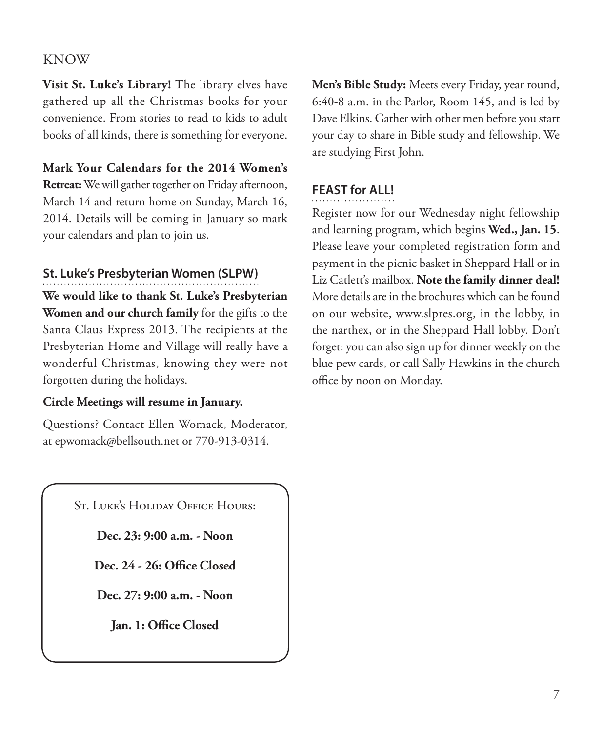## KNOW

**Visit St. Luke's Library!** The library elves have gathered up all the Christmas books for your convenience. From stories to read to kids to adult books of all kinds, there is something for everyone.

**Mark Your Calendars for the 2014 Women's Retreat:** We will gather together on Friday afternoon, March 14 and return home on Sunday, March 16, 2014. Details will be coming in January so mark your calendars and plan to join us.

### St. Luke's Presbyterian Women (SLPW)

**We would like to thank St. Luke's Presbyterian Women and our church family** for the gifts to the Santa Claus Express 2013. The recipients at the Presbyterian Home and Village will really have a wonderful Christmas, knowing they were not forgotten during the holidays.

**Circle Meetings will resume in January.**

Questions? Contact Ellen Womack, Moderator, at epwomack@bellsouth.net or 770-913-0314.

St. Luke's Holiday Office Hours:

**Dec. 23: 9:00 a.m. - Noon**

**Dec. 24 - 26: Office Closed**

**Dec. 27: 9:00 a.m. - Noon**

**Jan. 1: Office Closed**

**Men's Bible Study:** Meets every Friday, year round, 6:40-8 a.m. in the Parlor, Room 145, and is led by Dave Elkins. Gather with other men before you start your day to share in Bible study and fellowship. We are studying First John.

### FEAST for ALL!

Register now for our Wednesday night fellowship and learning program, which begins **Wed., Jan. 15**. Please leave your completed registration form and payment in the picnic basket in Sheppard Hall or in Liz Catlett's mailbox. **Note the family dinner deal!** More details are in the brochures which can be found on our website, www.slpres.org, in the lobby, in the narthex, or in the Sheppard Hall lobby. Don't forget: you can also sign up for dinner weekly on the blue pew cards, or call Sally Hawkins in the church office by noon on Monday.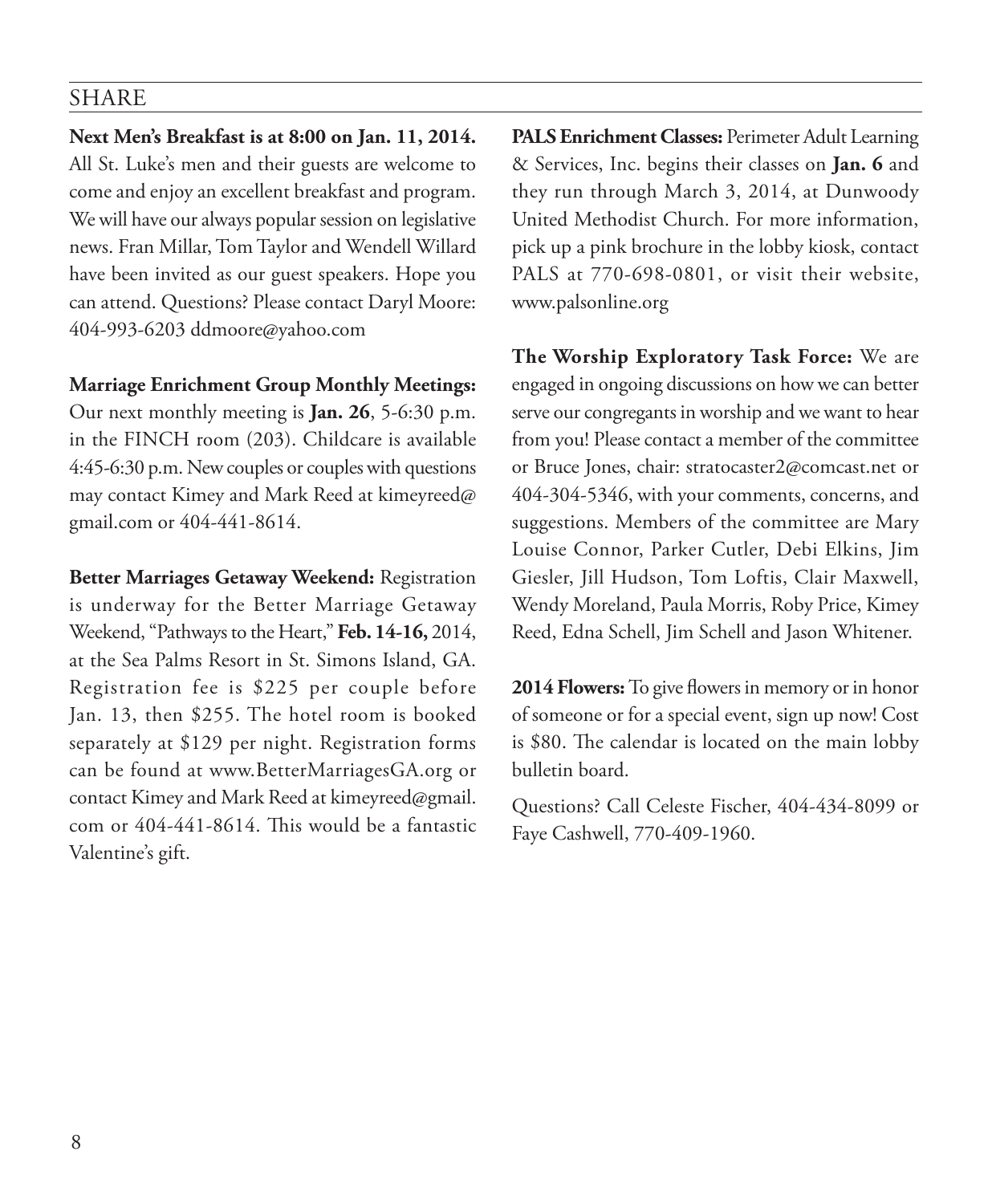## SHARE

**Next Men's Breakfast is at 8:00 on Jan. 11, 2014.** All St. Luke's men and their guests are welcome to come and enjoy an excellent breakfast and program. We will have our always popular session on legislative news. Fran Millar, Tom Taylor and Wendell Willard have been invited as our guest speakers. Hope you can attend. Questions? Please contact Daryl Moore: 404-993-6203 ddmoore@yahoo.com

**Marriage Enrichment Group Monthly Meetings:** Our next monthly meeting is **Jan. 26**, 5-6:30 p.m. in the FINCH room (203). Childcare is available 4:45-6:30 p.m. New couples or couples with questions may contact Kimey and Mark Reed at kimeyreed@gmail.com or 404-441-8614.

**Better Marriages Getaway Weekend:** Registration is underway for the Better Marriage Getaway Weekend, "Pathways to the Heart," **Feb. 14-16,** 2014, at the Sea Palms Resort in St. Simons Island, GA. Registration fee is $225 per couple before Jan. 13, then $255. The hotel room is booked separately at $129 per night. Registration forms can be found at www.BetterMarriagesGA.org or contact Kimey and Mark Reed at kimeyreed@gmail.com or 404-441-8614. This would be a fantastic Valentine's gift.

**PALS Enrichment Classes:** Perimeter Adult Learning & Services, Inc. begins their classes on **Jan. 6** and they run through March 3, 2014, at Dunwoody United Methodist Church. For more information, pick up a pink brochure in the lobby kiosk, contact PALS at 770-698-0801, or visit their website, www.palsonline.org

**The Worship Exploratory Task Force:** We are engaged in ongoing discussions on how we can better serve our congregants in worship and we want to hear from you! Please contact a member of the committee or Bruce Jones, chair: stratocaster2@comcast.net or 404-304-5346, with your comments, concerns, and suggestions. Members of the committee are Mary Louise Connor, Parker Cutler, Debi Elkins, Jim Giesler, Jill Hudson, Tom Loftis, Clair Maxwell, Wendy Moreland, Paula Morris, Roby Price, Kimey Reed, Edna Schell, Jim Schell and Jason Whitener.

**2014 Flowers:** To give flowers in memory or in honor of someone or for a special event, sign up now! Cost is $80. The calendar is located on the main lobby bulletin board.

Questions? Call Celeste Fischer, 404-434-8099 or Faye Cashwell, 770-409-1960.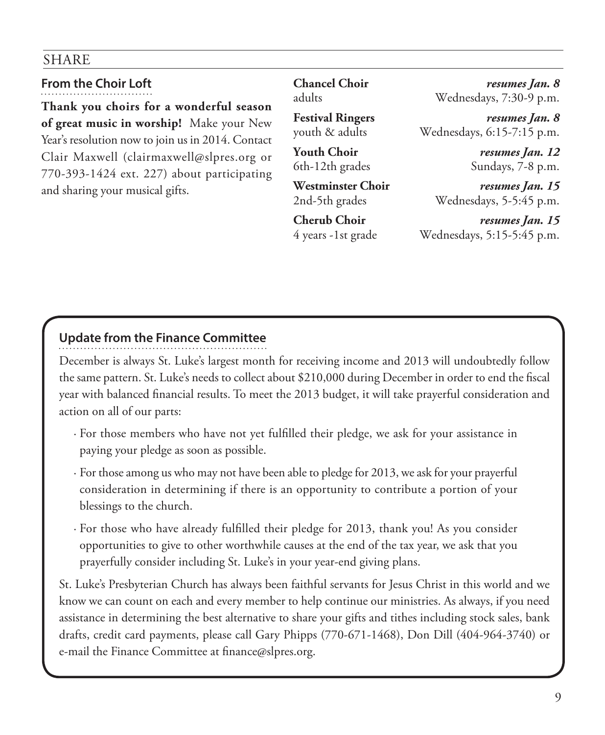SHARE

## From the Choir Loft

**Thank you choirs for a wonderful season of great music in worship!** Make your New Year's resolution now to join us in 2014. Contact Clair Maxwell (clairmaxwell@slpres.org or 770-393-1424 ext. 227) about participating and sharing your musical gifts.

| | |
|---|---|
| **Chancel Choir** | ***resumes Jan. 8*** |
| adults | Wednesdays, 7:30-9 p.m. |
| **Festival Ringers** | ***resumes Jan. 8*** |
| youth & adults | Wednesdays, 6:15-7:15 p.m. |
| **Youth Choir** | ***resumes Jan. 12*** |
| 6th-12th grades | Sundays, 7-8 p.m. |
| **Westminster Choir** | ***resumes Jan. 15*** |
| 2nd-5th grades | Wednesdays, 5-5:45 p.m. |
| **Cherub Choir** | ***resumes Jan. 15*** |
| 4 years -1st grade | Wednesdays, 5:15-5:45 p.m. |

## Update from the Finance Committee

December is always St. Luke's largest month for receiving income and 2013 will undoubtedly follow the same pattern. St. Luke's needs to collect about $210,000 during December in order to end the fiscal year with balanced financial results. To meet the 2013 budget, it will take prayerful consideration and action on all of our parts:

- For those members who have not yet fulfilled their pledge, we ask for your assistance in paying your pledge as soon as possible.
- For those among us who may not have been able to pledge for 2013, we ask for your prayerful consideration in determining if there is an opportunity to contribute a portion of your blessings to the church.
- For those who have already fulfilled their pledge for 2013, thank you! As you consider opportunities to give to other worthwhile causes at the end of the tax year, we ask that you prayerfully consider including St. Luke's in your year-end giving plans.

St. Luke's Presbyterian Church has always been faithful servants for Jesus Christ in this world and we know we can count on each and every member to help continue our ministries. As always, if you need assistance in determining the best alternative to share your gifts and tithes including stock sales, bank drafts, credit card payments, please call Gary Phipps (770-671-1468), Don Dill (404-964-3740) or e-mail the Finance Committee at finance@slpres.org.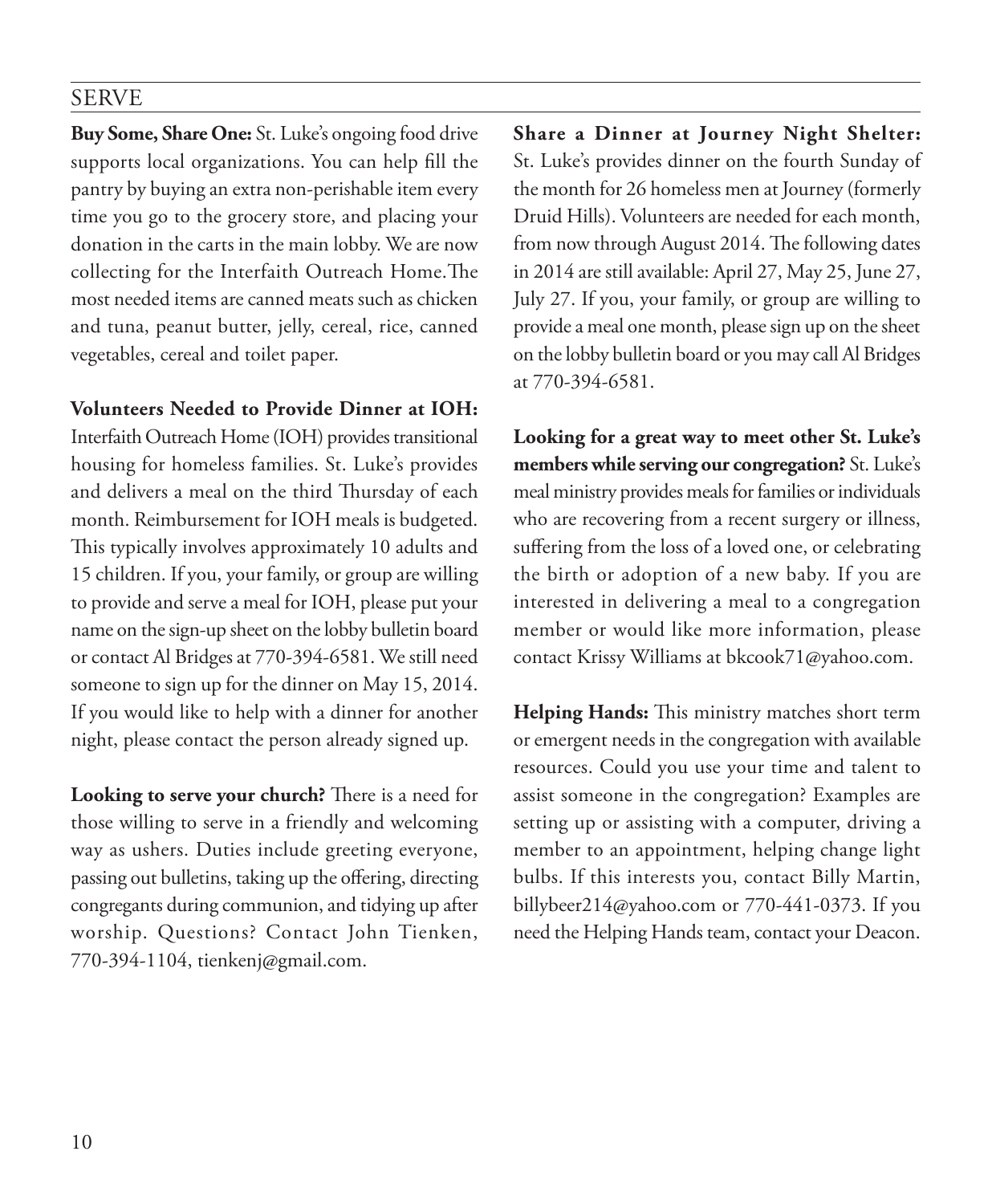## SERVE

**Buy Some, Share One:** St. Luke's ongoing food drive supports local organizations. You can help fill the pantry by buying an extra non-perishable item every time you go to the grocery store, and placing your donation in the carts in the main lobby. We are now collecting for the Interfaith Outreach Home.The most needed items are canned meats such as chicken and tuna, peanut butter, jelly, cereal, rice, canned vegetables, cereal and toilet paper.

**Volunteers Needed to Provide Dinner at IOH:** Interfaith Outreach Home (IOH) provides transitional housing for homeless families. St. Luke's provides and delivers a meal on the third Thursday of each month. Reimbursement for IOH meals is budgeted. This typically involves approximately 10 adults and 15 children. If you, your family, or group are willing to provide and serve a meal for IOH, please put your name on the sign-up sheet on the lobby bulletin board or contact Al Bridges at 770-394-6581. We still need someone to sign up for the dinner on May 15, 2014. If you would like to help with a dinner for another night, please contact the person already signed up.

**Looking to serve your church?** There is a need for those willing to serve in a friendly and welcoming way as ushers. Duties include greeting everyone, passing out bulletins, taking up the offering, directing congregants during communion, and tidying up after worship. Questions? Contact John Tienken, 770-394-1104, tienkenj@gmail.com.

**Share a Dinner at Journey Night Shelter:** St. Luke's provides dinner on the fourth Sunday of the month for 26 homeless men at Journey (formerly Druid Hills). Volunteers are needed for each month, from now through August 2014. The following dates in 2014 are still available: April 27, May 25, June 27, July 27. If you, your family, or group are willing to provide a meal one month, please sign up on the sheet on the lobby bulletin board or you may call Al Bridges at 770-394-6581.

**Looking for a great way to meet other St. Luke's members while serving our congregation?** St. Luke's meal ministry provides meals for families or individuals who are recovering from a recent surgery or illness, suffering from the loss of a loved one, or celebrating the birth or adoption of a new baby. If you are interested in delivering a meal to a congregation member or would like more information, please contact Krissy Williams at bkcook71@yahoo.com.

**Helping Hands:** This ministry matches short term or emergent needs in the congregation with available resources. Could you use your time and talent to assist someone in the congregation? Examples are setting up or assisting with a computer, driving a member to an appointment, helping change light bulbs. If this interests you, contact Billy Martin, billybeer214@yahoo.com or 770-441-0373. If you need the Helping Hands team, contact your Deacon.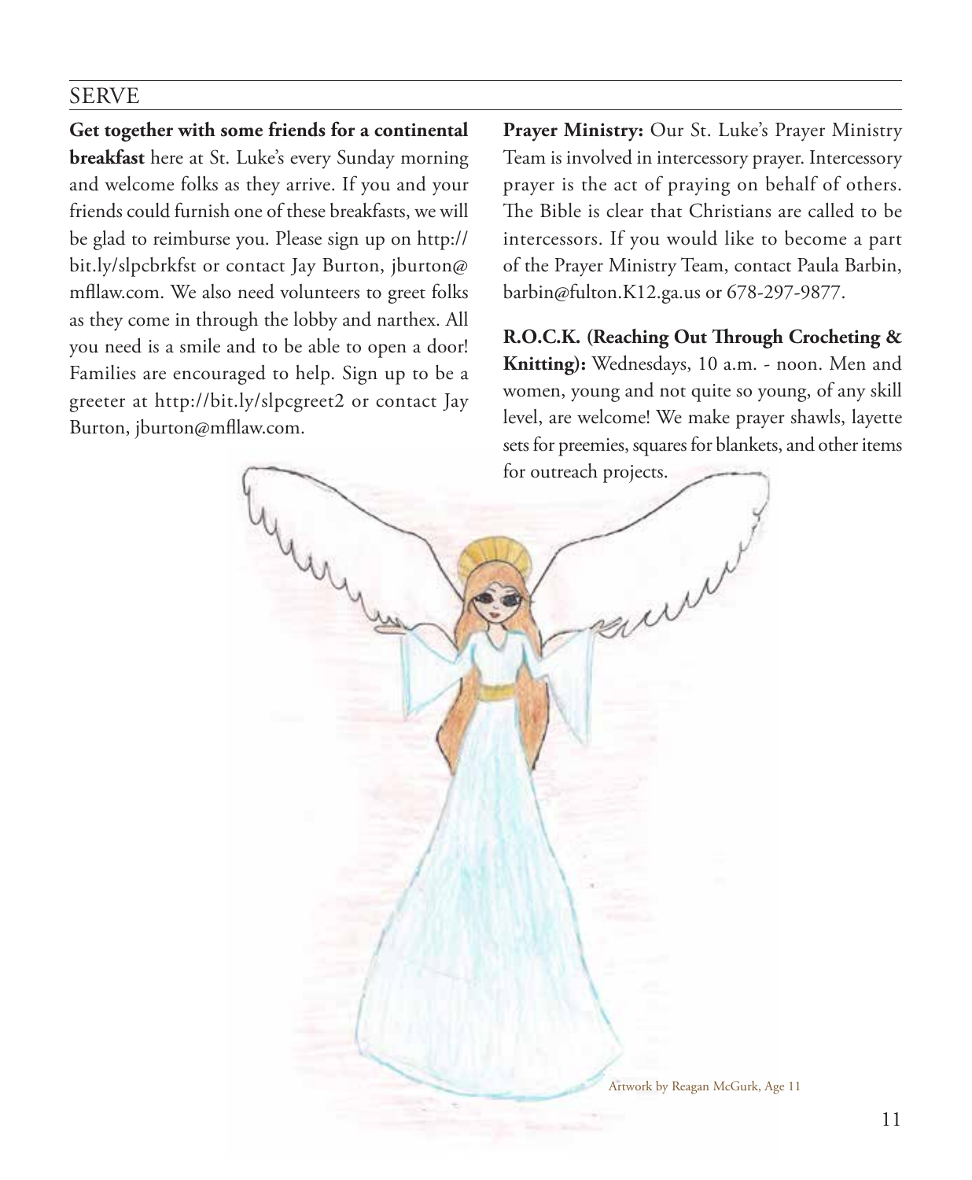## SERVE

**Get together with some friends for a continental breakfast** here at St. Luke's every Sunday morning and welcome folks as they arrive. If you and your friends could furnish one of these breakfasts, we will be glad to reimburse you. Please sign up on http://bit.ly/slpcbrkfst or contact Jay Burton, jburton@mfllaw.com. We also need volunteers to greet folks as they come in through the lobby and narthex. All you need is a smile and to be able to open a door! Families are encouraged to help. Sign up to be a greeter at http://bit.ly/slpcgreet2 or contact Jay Burton, jburton@mfllaw.com.

**Prayer Ministry:** Our St. Luke's Prayer Ministry Team is involved in intercessory prayer. Intercessory prayer is the act of praying on behalf of others. The Bible is clear that Christians are called to be intercessors. If you would like to become a part of the Prayer Ministry Team, contact Paula Barbin, barbin@fulton.K12.ga.us or 678-297-9877.

**R.O.C.K. (Reaching Out Through Crocheting & Knitting):** Wednesdays, 10 a.m. - noon. Men and women, young and not quite so young, of any skill level, are welcome! We make prayer shawls, layette sets for preemies, squares for blankets, and other items for outreach projects.

Artwork by Reagan McGurk, Age 11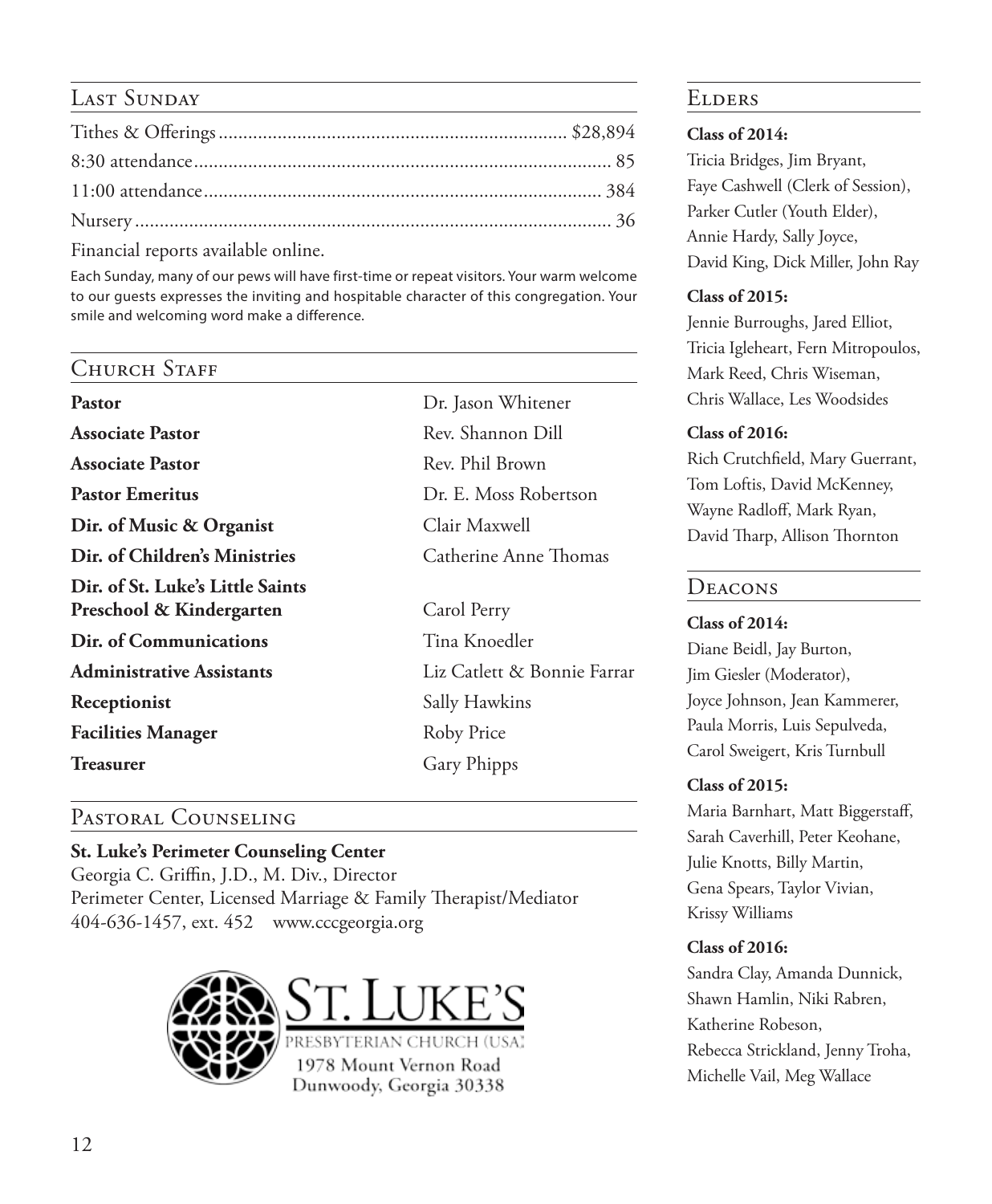## Last Sunday

| | |
|---|---|
| Tithes & Offerings | $28,894 |
| 8:30 attendance | 85 |
| 11:00 attendance | 384 |
| Nursery | 36 |

Financial reports available online.

Each Sunday, many of our pews will have first-time or repeat visitors. Your warm welcome to our guests expresses the inviting and hospitable character of this congregation. Your smile and welcoming word make a difference.

## Church Staff

| | |
|---|---|
| **Pastor** | Dr. Jason Whitener |
| **Associate Pastor** | Rev. Shannon Dill |
| **Associate Pastor** | Rev. Phil Brown |
| **Pastor Emeritus** | Dr. E. Moss Robertson |
| **Dir. of Music & Organist** | Clair Maxwell |
| **Dir. of Children's Ministries** | Catherine Anne Thomas |
| **Dir. of St. Luke's Little Saints Preschool & Kindergarten** | Carol Perry |
| **Dir. of Communications** | Tina Knoedler |
| **Administrative Assistants** | Liz Catlett & Bonnie Farrar |
| **Receptionist** | Sally Hawkins |
| **Facilities Manager** | Roby Price |
| **Treasurer** | Gary Phipps |

## Pastoral Counseling

**St. Luke's Perimeter Counseling Center**
Georgia C. Griffin, J.D., M. Div., Director
Perimeter Center, Licensed Marriage & Family Therapist/Mediator
404-636-1457, ext. 452 www.cccgeorgia.org

St. Luke's
Presbyterian Church (USA)
1978 Mount Vernon Road
Dunwoody, Georgia 30338

## Elders

**Class of 2014:**
Tricia Bridges, Jim Bryant, Faye Cashwell (Clerk of Session), Parker Cutler (Youth Elder), Annie Hardy, Sally Joyce, David King, Dick Miller, John Ray

**Class of 2015:**
Jennie Burroughs, Jared Elliot, Tricia Igleheart, Fern Mitropoulos, Mark Reed, Chris Wiseman, Chris Wallace, Les Woodsides

**Class of 2016:**
Rich Crutchfield, Mary Guerrant, Tom Loftis, David McKenney, Wayne Radloff, Mark Ryan, David Tharp, Allison Thornton

## Deacons

**Class of 2014:**
Diane Beidl, Jay Burton, Jim Giesler (Moderator), Joyce Johnson, Jean Kammerer, Paula Morris, Luis Sepulveda, Carol Sweigert, Kris Turnbull

**Class of 2015:**
Maria Barnhart, Matt Biggerstaff, Sarah Caverhill, Peter Keohane, Julie Knotts, Billy Martin, Gena Spears, Taylor Vivian, Krissy Williams

**Class of 2016:**
Sandra Clay, Amanda Dunnick, Shawn Hamlin, Niki Rabren, Katherine Robeson, Rebecca Strickland, Jenny Troha, Michelle Vail, Meg Wallace